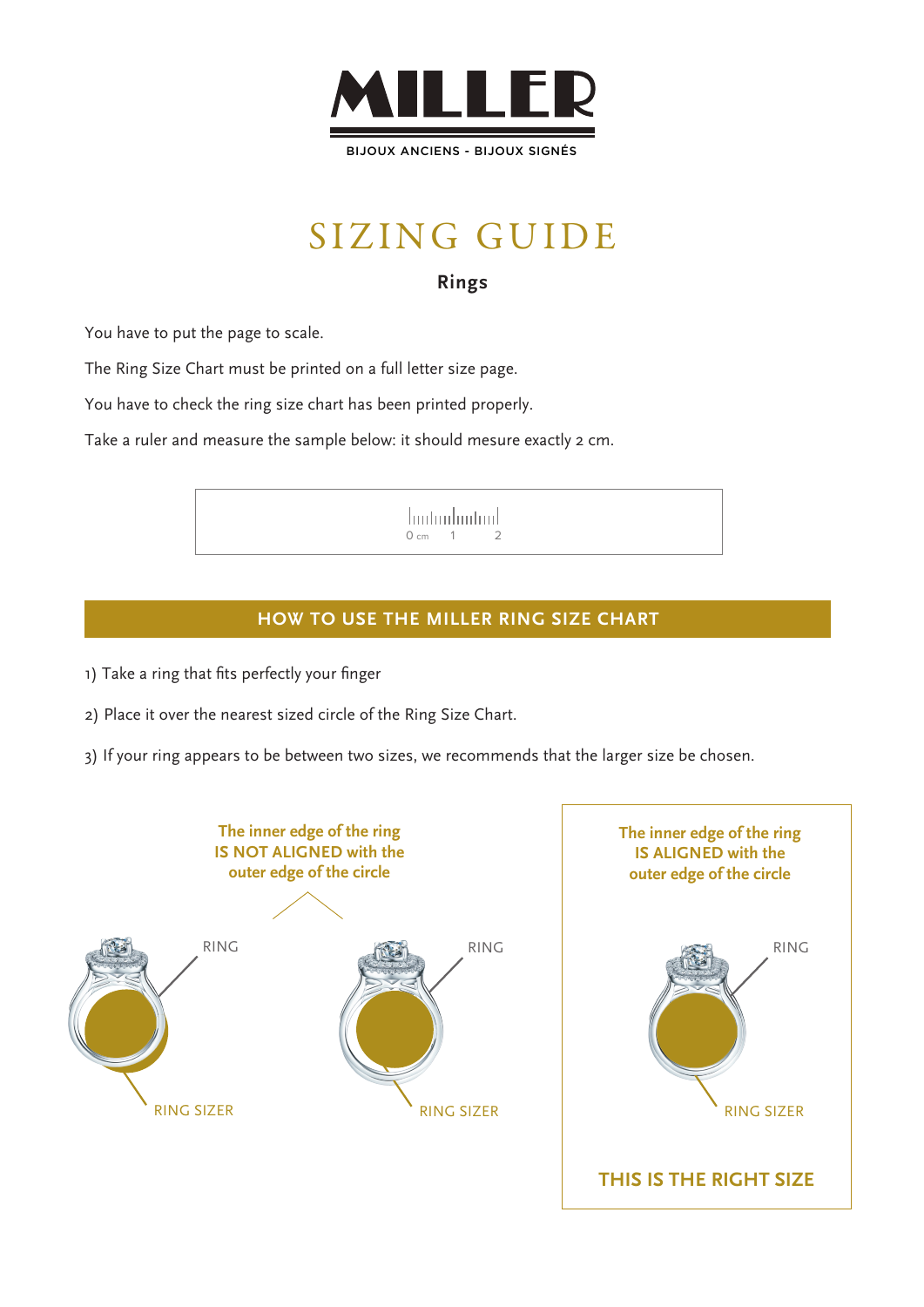# MILLER

BIJOUX ANCIENS - BIJOUX SIGNÉS

# SIZING GUIDE

## Rings

You have to put the page to scale.

The Ring Size Chart must be printed on a full letter size page.

You have to check the ring size chart has been printed properly.

Take a ruler and measure the sample below: it should mesure exactly 2 cm.

0 cm 1 2

## HOW TO USE THE MILLER RING SIZE CHART

1) Take a ring that fits perfectly your finger

2) Place it over the nearest sized circle of the Ring Size Chart.

3) If your ring appears to be between two sizes, we recommends that the larger size be chosen.

The inner edge of the ring IS NOT ALIGNED with the outer edge of the circle

RING

RING SIZER

RING

RING SIZER

The inner edge of the ring IS ALIGNED with the outer edge of the circle

RING

RING SIZER

**THIS IS THE RIGHT SIZE**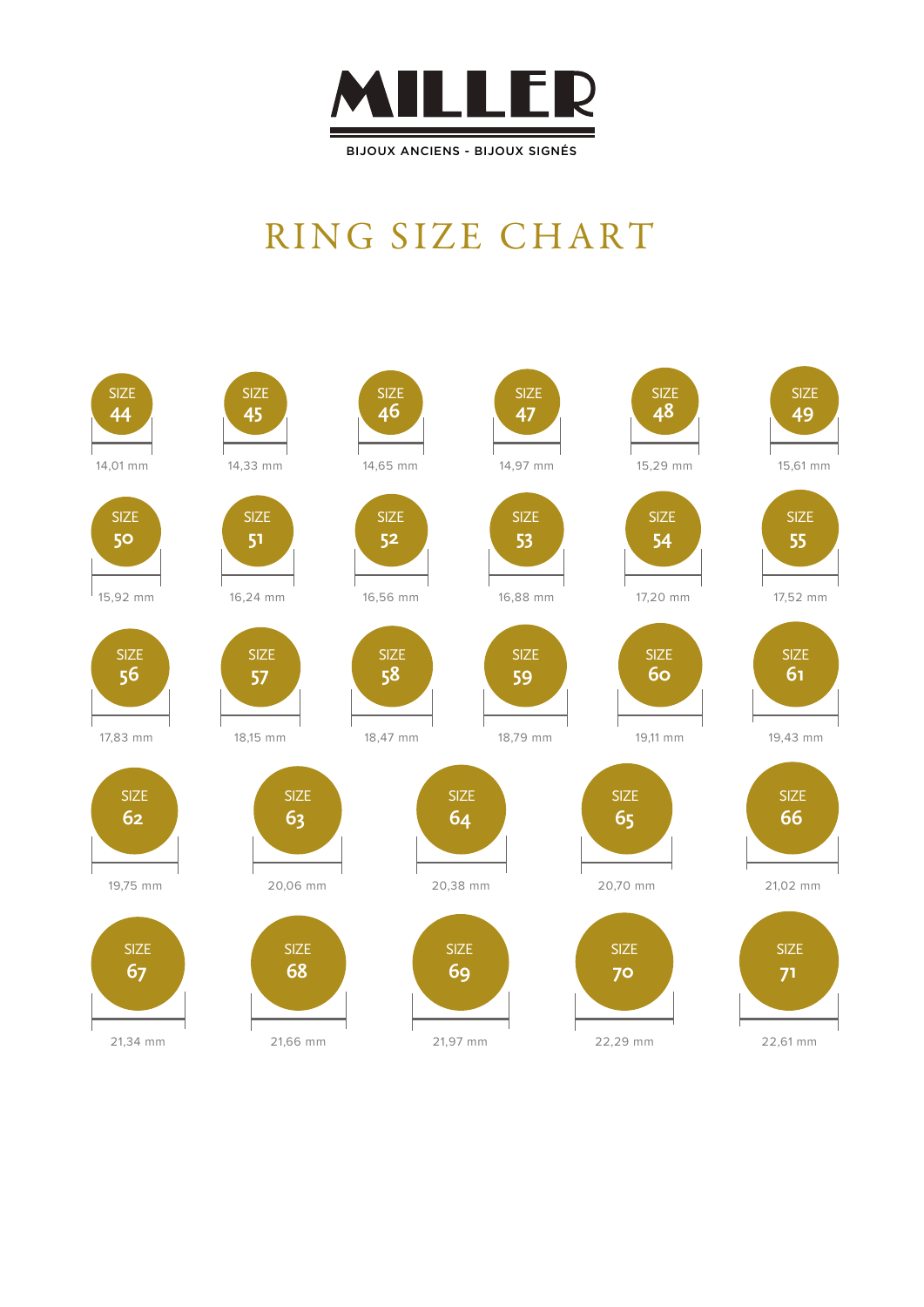# MILLER

BIJOUX ANCIENS - BIJOUX SIGNÉS

## RING SIZE CHART

| Size | Diameter |
|---|---|
| SIZE 44 | 14,01 mm |
| SIZE 45 | 14,33 mm |
| SIZE 46 | 14,65 mm |
| SIZE 47 | 14,97 mm |
| SIZE 48 | 15,29 mm |
| SIZE 49 | 15,61 mm |
| SIZE 50 | 15,92 mm |
| SIZE 51 | 16,24 mm |
| SIZE 52 | 16,56 mm |
| SIZE 53 | 16,88 mm |
| SIZE 54 | 17,20 mm |
| SIZE 55 | 17,52 mm |
| SIZE 56 | 17,83 mm |
| SIZE 57 | 18,15 mm |
| SIZE 58 | 18,47 mm |
| SIZE 59 | 18,79 mm |
| SIZE 60 | 19,11 mm |
| SIZE 61 | 19,43 mm |
| SIZE 62 | 19,75 mm |
| SIZE 63 | 20,06 mm |
| SIZE 64 | 20,38 mm |
| SIZE 65 | 20,70 mm |
| SIZE 66 | 21,02 mm |
| SIZE 67 | 21,34 mm |
| SIZE 68 | 21,66 mm |
| SIZE 69 | 21,97 mm |
| SIZE 70 | 22,29 mm |
| SIZE 71 | 22,61 mm |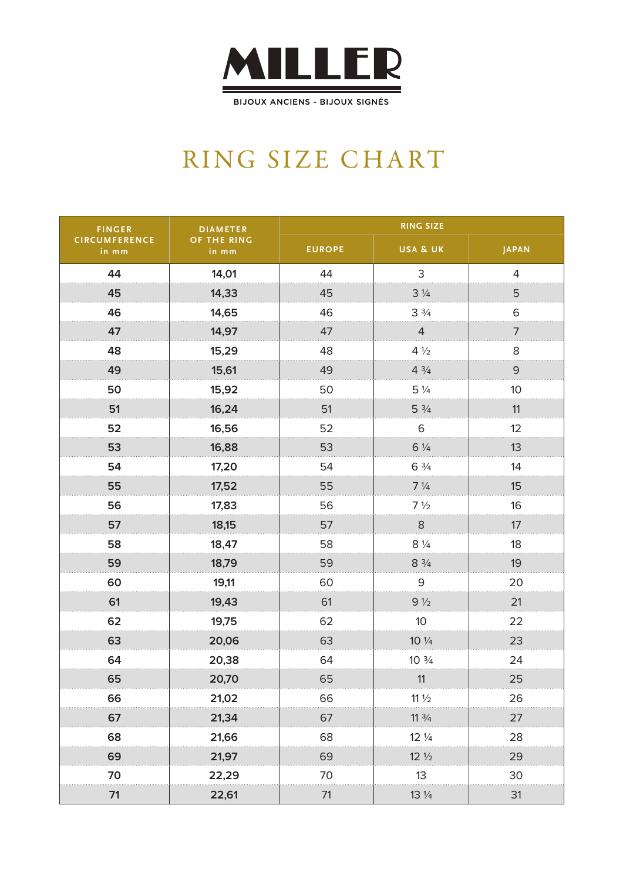# MILLER

BIJOUX ANCIENS - BIJOUX SIGNÉS

## RING SIZE CHART

| FINGER CIRCUMFERENCE in mm | DIAMETER OF THE RING in mm | RING SIZE | | |
|---|---|---|---|---|
| | | EUROPE | USA & UK | JAPAN |
| **44** | **14,01** | 44 | 3 | 4 |
| **45** | **14,33** | 45 | 3 ¼ | 5 |
| **46** | **14,65** | 46 | 3 ¾ | 6 |
| **47** | **14,97** | 47 | 4 | 7 |
| **48** | **15,29** | 48 | 4 ½ | 8 |
| **49** | **15,61** | 49 | 4 ¾ | 9 |
| **50** | **15,92** | 50 | 5 ¼ | 10 |
| **51** | **16,24** | 51 | 5 ¾ | 11 |
| **52** | **16,56** | 52 | 6 | 12 |
| **53** | **16,88** | 53 | 6 ¼ | 13 |
| **54** | **17,20** | 54 | 6 ¾ | 14 |
| **55** | **17,52** | 55 | 7 ¼ | 15 |
| **56** | **17,83** | 56 | 7 ½ | 16 |
| **57** | **18,15** | 57 | 8 | 17 |
| **58** | **18,47** | 58 | 8 ¼ | 18 |
| **59** | **18,79** | 59 | 8 ¾ | 19 |
| **60** | **19,11** | 60 | 9 | 20 |
| **61** | **19,43** | 61 | 9 ½ | 21 |
| **62** | **19,75** | 62 | 10 | 22 |
| **63** | **20,06** | 63 | 10 ¼ | 23 |
| **64** | **20,38** | 64 | 10 ¾ | 24 |
| **65** | **20,70** | 65 | 11 | 25 |
| **66** | **21,02** | 66 | 11 ½ | 26 |
| **67** | **21,34** | 67 | 11 ¾ | 27 |
| **68** | **21,66** | 68 | 12 ¼ | 28 |
| **69** | **21,97** | 69 | 12 ½ | 29 |
| **70** | **22,29** | 70 | 13 | 30 |
| **71** | **22,61** | 71 | 13 ¼ | 31 |